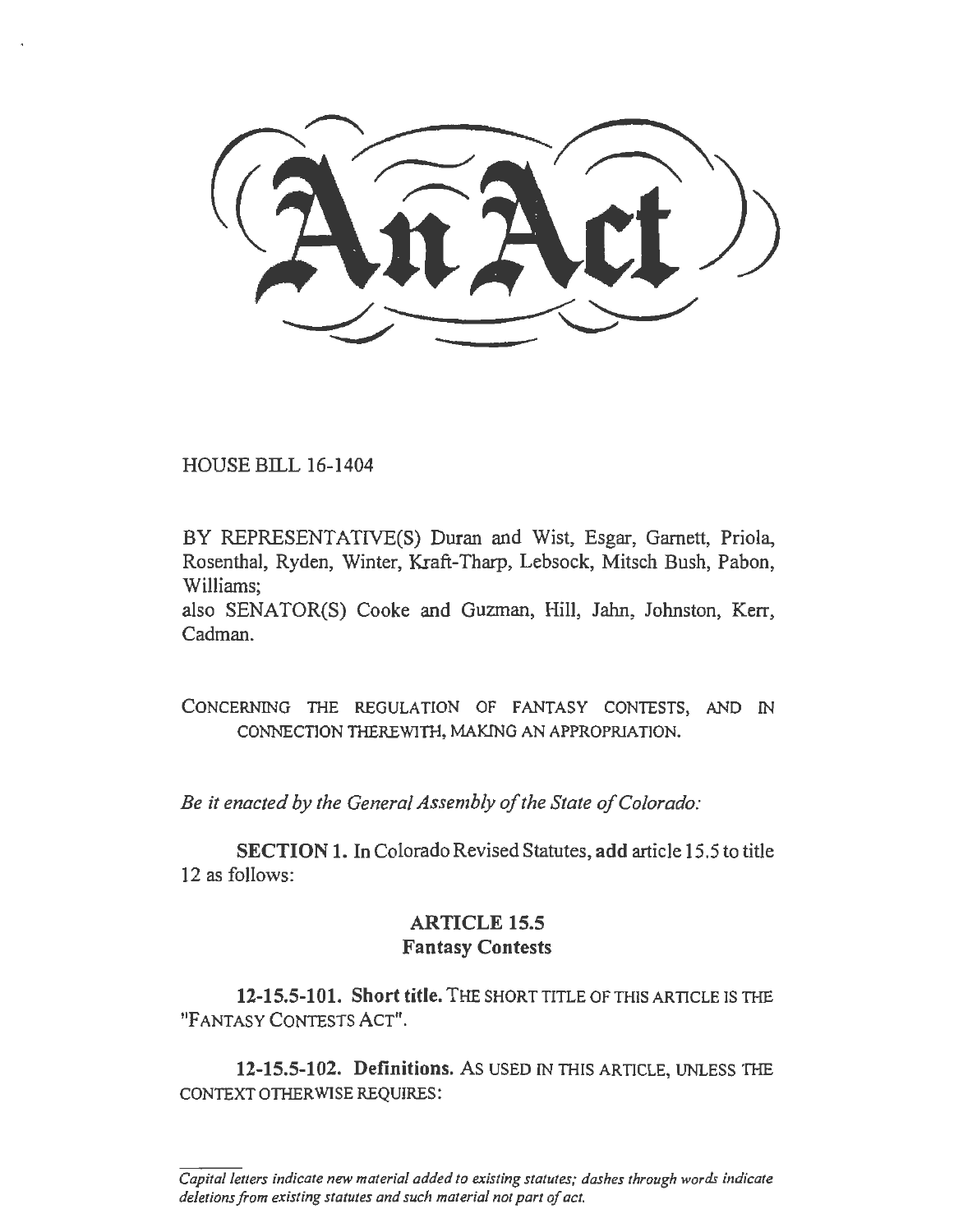# An Act

HOUSE BILL 16-1404

BY REPRESENTATIVE(S) Duran and Wist, Esgar, Garnett, Priola, Rosenthal, Ryden, Winter, Kraft-Tharp, Lebsock, Mitsch Bush, Pabon, Williams;
also SENATOR(S) Cooke and Guzman, Hill, Jahn, Johnston, Kerr, Cadman.

CONCERNING THE REGULATION OF FANTASY CONTESTS, AND IN CONNECTION THEREWITH, MAKING AN APPROPRIATION.

*Be it enacted by the General Assembly of the State of Colorado:*

**SECTION 1.** In Colorado Revised Statutes, **add** article 15.5 to title 12 as follows:

## ARTICLE 15.5
## Fantasy Contests

**12-15.5-101. Short title.** THE SHORT TITLE OF THIS ARTICLE IS THE "FANTASY CONTESTS ACT".

**12-15.5-102. Definitions.** AS USED IN THIS ARTICLE, UNLESS THE CONTEXT OTHERWISE REQUIRES:

*Capital letters indicate new material added to existing statutes; dashes through words indicate deletions from existing statutes and such material not part of act.*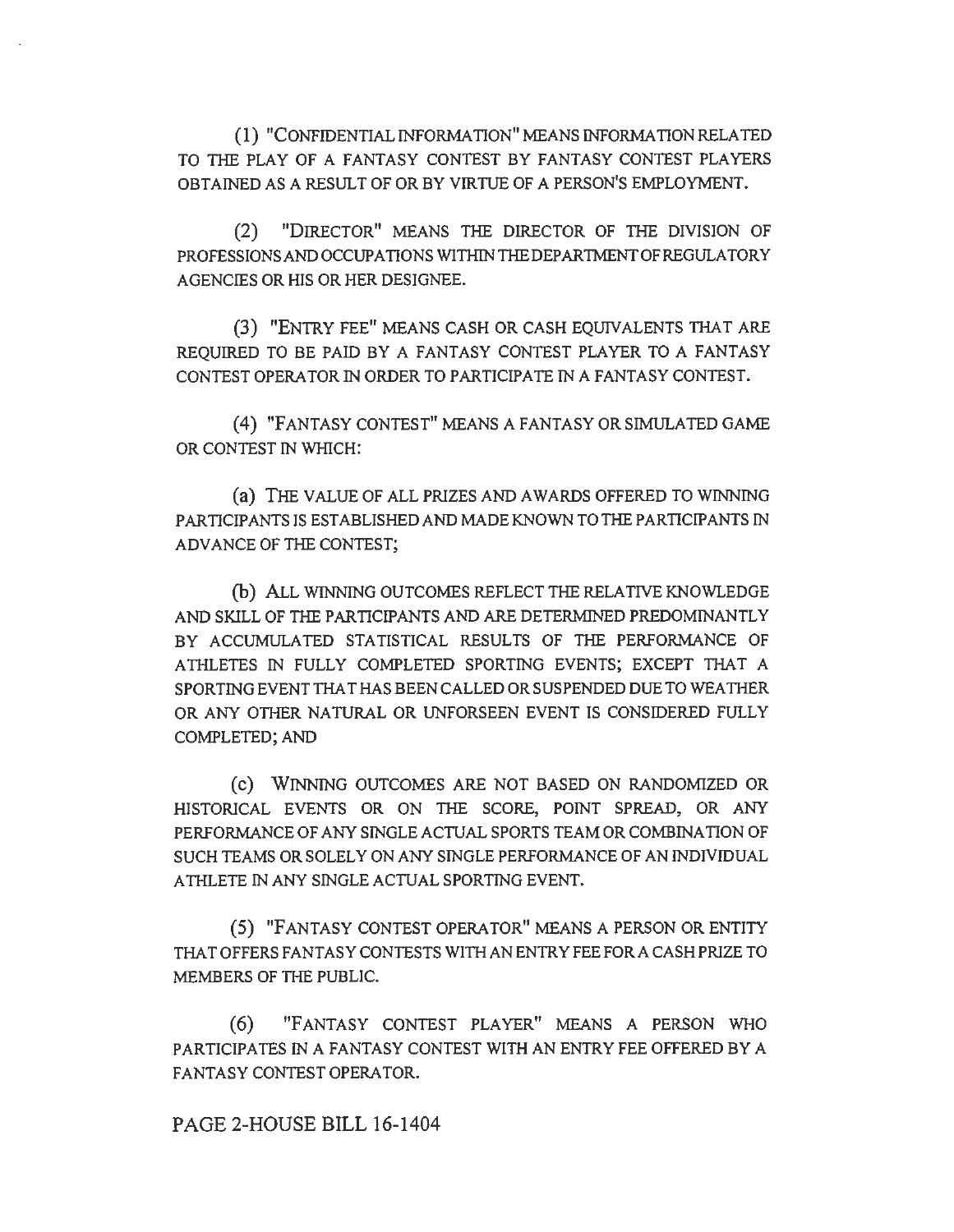(1) "CONFIDENTIAL INFORMATION" MEANS INFORMATION RELATED TO THE PLAY OF A FANTASY CONTEST BY FANTASY CONTEST PLAYERS OBTAINED AS A RESULT OF OR BY VIRTUE OF A PERSON'S EMPLOYMENT.

(2) "DIRECTOR" MEANS THE DIRECTOR OF THE DIVISION OF PROFESSIONS AND OCCUPATIONS WITHIN THE DEPARTMENT OF REGULATORY AGENCIES OR HIS OR HER DESIGNEE.

(3) "ENTRY FEE" MEANS CASH OR CASH EQUIVALENTS THAT ARE REQUIRED TO BE PAID BY A FANTASY CONTEST PLAYER TO A FANTASY CONTEST OPERATOR IN ORDER TO PARTICIPATE IN A FANTASY CONTEST.

(4) "FANTASY CONTEST" MEANS A FANTASY OR SIMULATED GAME OR CONTEST IN WHICH:

(a) THE VALUE OF ALL PRIZES AND AWARDS OFFERED TO WINNING PARTICIPANTS IS ESTABLISHED AND MADE KNOWN TO THE PARTICIPANTS IN ADVANCE OF THE CONTEST;

(b) ALL WINNING OUTCOMES REFLECT THE RELATIVE KNOWLEDGE AND SKILL OF THE PARTICIPANTS AND ARE DETERMINED PREDOMINANTLY BY ACCUMULATED STATISTICAL RESULTS OF THE PERFORMANCE OF ATHLETES IN FULLY COMPLETED SPORTING EVENTS; EXCEPT THAT A SPORTING EVENT THAT HAS BEEN CALLED OR SUSPENDED DUE TO WEATHER OR ANY OTHER NATURAL OR UNFORSEEN EVENT IS CONSIDERED FULLY COMPLETED; AND

(c) WINNING OUTCOMES ARE NOT BASED ON RANDOMIZED OR HISTORICAL EVENTS OR ON THE SCORE, POINT SPREAD, OR ANY PERFORMANCE OF ANY SINGLE ACTUAL SPORTS TEAM OR COMBINATION OF SUCH TEAMS OR SOLELY ON ANY SINGLE PERFORMANCE OF AN INDIVIDUAL ATHLETE IN ANY SINGLE ACTUAL SPORTING EVENT.

(5) "FANTASY CONTEST OPERATOR" MEANS A PERSON OR ENTITY THAT OFFERS FANTASY CONTESTS WITH AN ENTRY FEE FOR A CASH PRIZE TO MEMBERS OF THE PUBLIC.

(6) "FANTASY CONTEST PLAYER" MEANS A PERSON WHO PARTICIPATES IN A FANTASY CONTEST WITH AN ENTRY FEE OFFERED BY A FANTASY CONTEST OPERATOR.

PAGE 2-HOUSE BILL 16-1404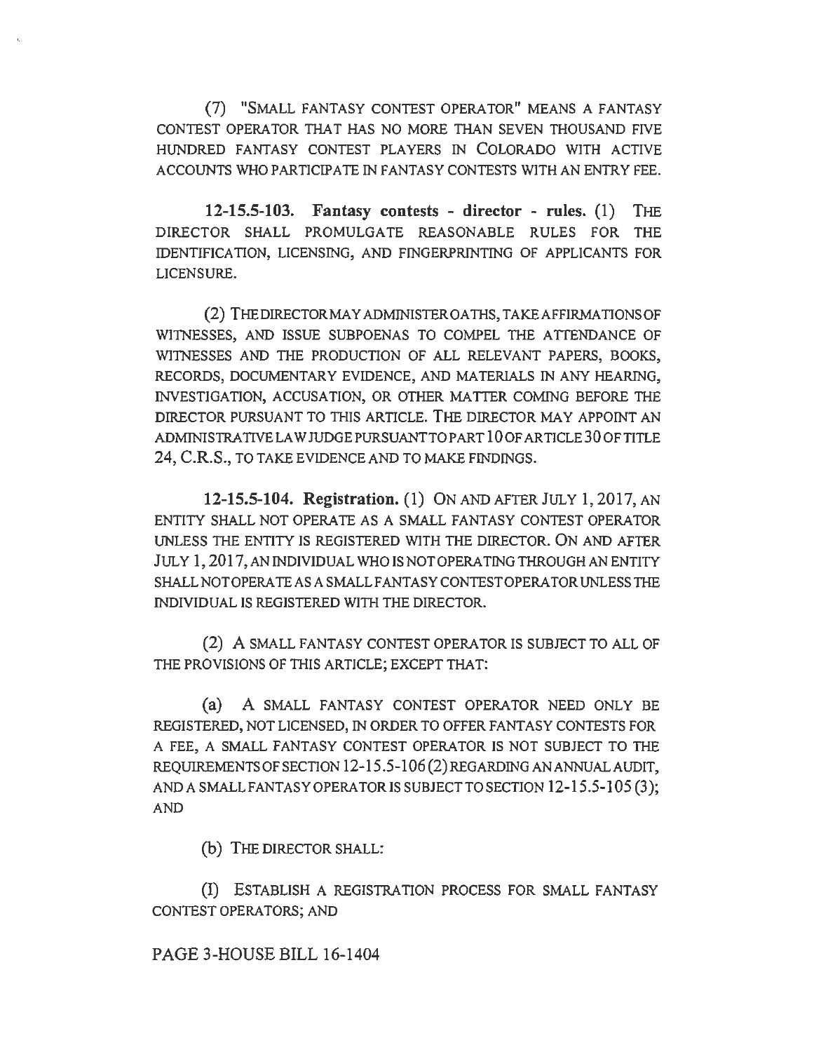(7) "SMALL FANTASY CONTEST OPERATOR" MEANS A FANTASY CONTEST OPERATOR THAT HAS NO MORE THAN SEVEN THOUSAND FIVE HUNDRED FANTASY CONTEST PLAYERS IN COLORADO WITH ACTIVE ACCOUNTS WHO PARTICIPATE IN FANTASY CONTESTS WITH AN ENTRY FEE.

**12-15.5-103. Fantasy contests - director - rules.** (1) THE DIRECTOR SHALL PROMULGATE REASONABLE RULES FOR THE IDENTIFICATION, LICENSING, AND FINGERPRINTING OF APPLICANTS FOR LICENSURE.

(2) THE DIRECTOR MAY ADMINISTER OATHS, TAKE AFFIRMATIONS OF WITNESSES, AND ISSUE SUBPOENAS TO COMPEL THE ATTENDANCE OF WITNESSES AND THE PRODUCTION OF ALL RELEVANT PAPERS, BOOKS, RECORDS, DOCUMENTARY EVIDENCE, AND MATERIALS IN ANY HEARING, INVESTIGATION, ACCUSATION, OR OTHER MATTER COMING BEFORE THE DIRECTOR PURSUANT TO THIS ARTICLE. THE DIRECTOR MAY APPOINT AN ADMINISTRATIVE LAW JUDGE PURSUANT TO PART 10 OF ARTICLE 30 OF TITLE 24, C.R.S., TO TAKE EVIDENCE AND TO MAKE FINDINGS.

**12-15.5-104. Registration.** (1) ON AND AFTER JULY 1, 2017, AN ENTITY SHALL NOT OPERATE AS A SMALL FANTASY CONTEST OPERATOR UNLESS THE ENTITY IS REGISTERED WITH THE DIRECTOR. ON AND AFTER JULY 1, 2017, AN INDIVIDUAL WHO IS NOT OPERATING THROUGH AN ENTITY SHALL NOT OPERATE AS A SMALL FANTASY CONTEST OPERATOR UNLESS THE INDIVIDUAL IS REGISTERED WITH THE DIRECTOR.

(2) A SMALL FANTASY CONTEST OPERATOR IS SUBJECT TO ALL OF THE PROVISIONS OF THIS ARTICLE; EXCEPT THAT:

(a) A SMALL FANTASY CONTEST OPERATOR NEED ONLY BE REGISTERED, NOT LICENSED, IN ORDER TO OFFER FANTASY CONTESTS FOR A FEE, A SMALL FANTASY CONTEST OPERATOR IS NOT SUBJECT TO THE REQUIREMENTS OF SECTION 12-15.5-106 (2) REGARDING AN ANNUAL AUDIT, AND A SMALL FANTASY OPERATOR IS SUBJECT TO SECTION 12-15.5-105 (3); AND

(b) THE DIRECTOR SHALL:

(I) ESTABLISH A REGISTRATION PROCESS FOR SMALL FANTASY CONTEST OPERATORS; AND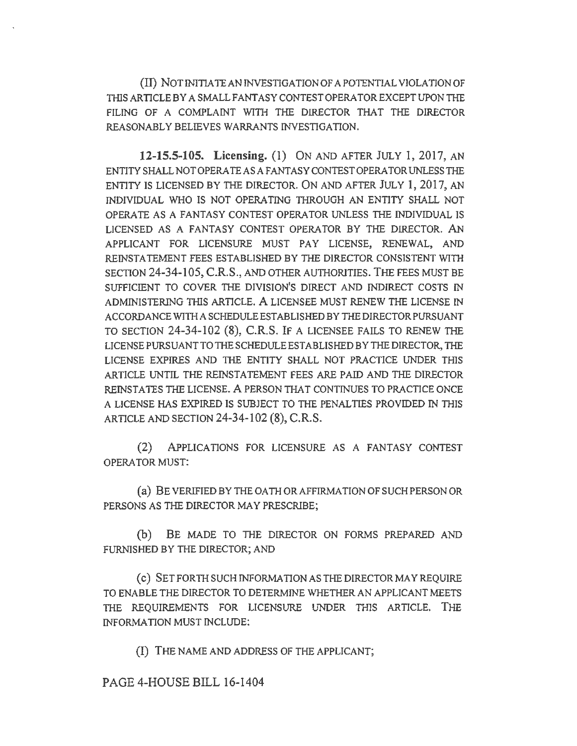(II) NOT INITIATE AN INVESTIGATION OF A POTENTIAL VIOLATION OF THIS ARTICLE BY A SMALL FANTASY CONTEST OPERATOR EXCEPT UPON THE FILING OF A COMPLAINT WITH THE DIRECTOR THAT THE DIRECTOR REASONABLY BELIEVES WARRANTS INVESTIGATION.

**12-15.5-105. Licensing.** (1) ON AND AFTER JULY 1, 2017, AN ENTITY SHALL NOT OPERATE AS A FANTASY CONTEST OPERATOR UNLESS THE ENTITY IS LICENSED BY THE DIRECTOR. ON AND AFTER JULY 1, 2017, AN INDIVIDUAL WHO IS NOT OPERATING THROUGH AN ENTITY SHALL NOT OPERATE AS A FANTASY CONTEST OPERATOR UNLESS THE INDIVIDUAL IS LICENSED AS A FANTASY CONTEST OPERATOR BY THE DIRECTOR. AN APPLICANT FOR LICENSURE MUST PAY LICENSE, RENEWAL, AND REINSTATEMENT FEES ESTABLISHED BY THE DIRECTOR CONSISTENT WITH SECTION 24-34-105, C.R.S., AND OTHER AUTHORITIES. THE FEES MUST BE SUFFICIENT TO COVER THE DIVISION'S DIRECT AND INDIRECT COSTS IN ADMINISTERING THIS ARTICLE. A LICENSEE MUST RENEW THE LICENSE IN ACCORDANCE WITH A SCHEDULE ESTABLISHED BY THE DIRECTOR PURSUANT TO SECTION 24-34-102 (8), C.R.S. IF A LICENSEE FAILS TO RENEW THE LICENSE PURSUANT TO THE SCHEDULE ESTABLISHED BY THE DIRECTOR, THE LICENSE EXPIRES AND THE ENTITY SHALL NOT PRACTICE UNDER THIS ARTICLE UNTIL THE REINSTATEMENT FEES ARE PAID AND THE DIRECTOR REINSTATES THE LICENSE. A PERSON THAT CONTINUES TO PRACTICE ONCE A LICENSE HAS EXPIRED IS SUBJECT TO THE PENALTIES PROVIDED IN THIS ARTICLE AND SECTION 24-34-102 (8), C.R.S.

(2) APPLICATIONS FOR LICENSURE AS A FANTASY CONTEST OPERATOR MUST:

(a) BE VERIFIED BY THE OATH OR AFFIRMATION OF SUCH PERSON OR PERSONS AS THE DIRECTOR MAY PRESCRIBE;

(b) BE MADE TO THE DIRECTOR ON FORMS PREPARED AND FURNISHED BY THE DIRECTOR; AND

(c) SET FORTH SUCH INFORMATION AS THE DIRECTOR MAY REQUIRE TO ENABLE THE DIRECTOR TO DETERMINE WHETHER AN APPLICANT MEETS THE REQUIREMENTS FOR LICENSURE UNDER THIS ARTICLE. THE INFORMATION MUST INCLUDE:

(I) THE NAME AND ADDRESS OF THE APPLICANT;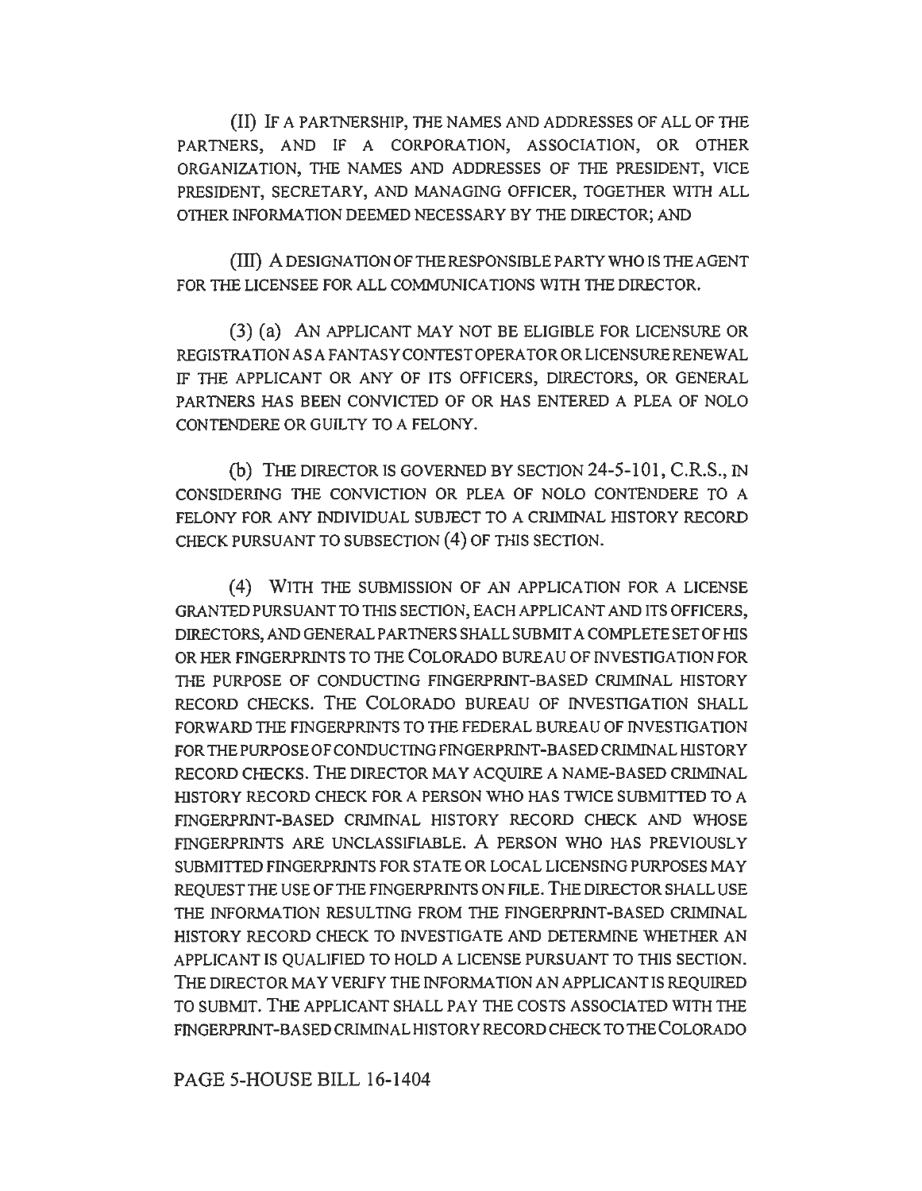(II) IF A PARTNERSHIP, THE NAMES AND ADDRESSES OF ALL OF THE PARTNERS, AND IF A CORPORATION, ASSOCIATION, OR OTHER ORGANIZATION, THE NAMES AND ADDRESSES OF THE PRESIDENT, VICE PRESIDENT, SECRETARY, AND MANAGING OFFICER, TOGETHER WITH ALL OTHER INFORMATION DEEMED NECESSARY BY THE DIRECTOR; AND

(III) A DESIGNATION OF THE RESPONSIBLE PARTY WHO IS THE AGENT FOR THE LICENSEE FOR ALL COMMUNICATIONS WITH THE DIRECTOR.

(3) (a) AN APPLICANT MAY NOT BE ELIGIBLE FOR LICENSURE OR REGISTRATION AS A FANTASY CONTEST OPERATOR OR LICENSURE RENEWAL IF THE APPLICANT OR ANY OF ITS OFFICERS, DIRECTORS, OR GENERAL PARTNERS HAS BEEN CONVICTED OF OR HAS ENTERED A PLEA OF NOLO CONTENDERE OR GUILTY TO A FELONY.

(b) THE DIRECTOR IS GOVERNED BY SECTION 24-5-101, C.R.S., IN CONSIDERING THE CONVICTION OR PLEA OF NOLO CONTENDERE TO A FELONY FOR ANY INDIVIDUAL SUBJECT TO A CRIMINAL HISTORY RECORD CHECK PURSUANT TO SUBSECTION (4) OF THIS SECTION.

(4) WITH THE SUBMISSION OF AN APPLICATION FOR A LICENSE GRANTED PURSUANT TO THIS SECTION, EACH APPLICANT AND ITS OFFICERS, DIRECTORS, AND GENERAL PARTNERS SHALL SUBMIT A COMPLETE SET OF HIS OR HER FINGERPRINTS TO THE COLORADO BUREAU OF INVESTIGATION FOR THE PURPOSE OF CONDUCTING FINGERPRINT-BASED CRIMINAL HISTORY RECORD CHECKS. THE COLORADO BUREAU OF INVESTIGATION SHALL FORWARD THE FINGERPRINTS TO THE FEDERAL BUREAU OF INVESTIGATION FOR THE PURPOSE OF CONDUCTING FINGERPRINT-BASED CRIMINAL HISTORY RECORD CHECKS. THE DIRECTOR MAY ACQUIRE A NAME-BASED CRIMINAL HISTORY RECORD CHECK FOR A PERSON WHO HAS TWICE SUBMITTED TO A FINGERPRINT-BASED CRIMINAL HISTORY RECORD CHECK AND WHOSE FINGERPRINTS ARE UNCLASSIFIABLE. A PERSON WHO HAS PREVIOUSLY SUBMITTED FINGERPRINTS FOR STATE OR LOCAL LICENSING PURPOSES MAY REQUEST THE USE OF THE FINGERPRINTS ON FILE. THE DIRECTOR SHALL USE THE INFORMATION RESULTING FROM THE FINGERPRINT-BASED CRIMINAL HISTORY RECORD CHECK TO INVESTIGATE AND DETERMINE WHETHER AN APPLICANT IS QUALIFIED TO HOLD A LICENSE PURSUANT TO THIS SECTION. THE DIRECTOR MAY VERIFY THE INFORMATION AN APPLICANT IS REQUIRED TO SUBMIT. THE APPLICANT SHALL PAY THE COSTS ASSOCIATED WITH THE FINGERPRINT-BASED CRIMINAL HISTORY RECORD CHECK TO THE COLORADO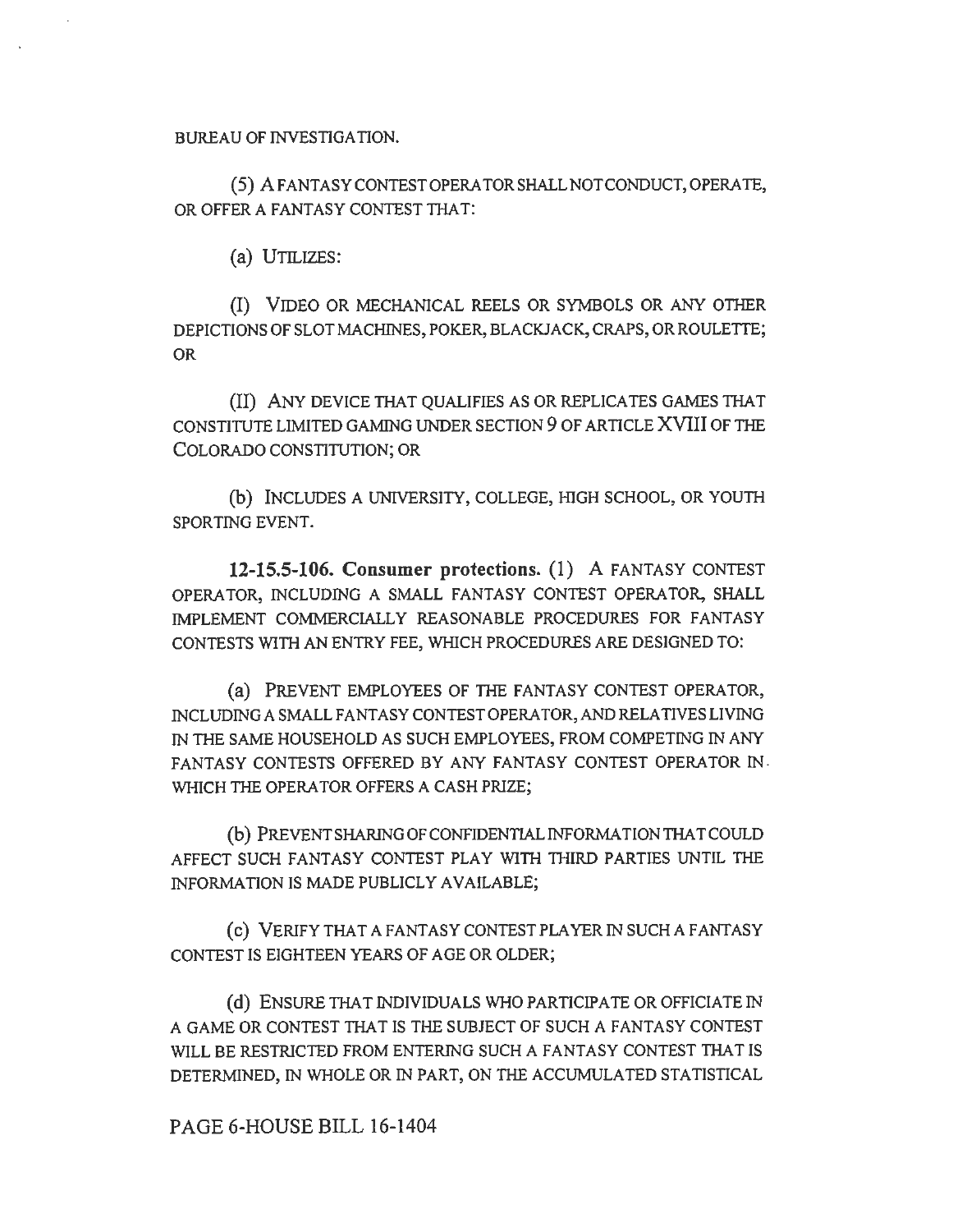BUREAU OF INVESTIGATION.

(5) A FANTASY CONTEST OPERATOR SHALL NOT CONDUCT, OPERATE, OR OFFER A FANTASY CONTEST THAT:

(a) UTILIZES:

(I) VIDEO OR MECHANICAL REELS OR SYMBOLS OR ANY OTHER DEPICTIONS OF SLOT MACHINES, POKER, BLACKJACK, CRAPS, OR ROULETTE; OR

(II) ANY DEVICE THAT QUALIFIES AS OR REPLICATES GAMES THAT CONSTITUTE LIMITED GAMING UNDER SECTION 9 OF ARTICLE XVIII OF THE COLORADO CONSTITUTION; OR

(b) INCLUDES A UNIVERSITY, COLLEGE, HIGH SCHOOL, OR YOUTH SPORTING EVENT.

**12-15.5-106. Consumer protections.** (1) A FANTASY CONTEST OPERATOR, INCLUDING A SMALL FANTASY CONTEST OPERATOR, SHALL IMPLEMENT COMMERCIALLY REASONABLE PROCEDURES FOR FANTASY CONTESTS WITH AN ENTRY FEE, WHICH PROCEDURES ARE DESIGNED TO:

(a) PREVENT EMPLOYEES OF THE FANTASY CONTEST OPERATOR, INCLUDING A SMALL FANTASY CONTEST OPERATOR, AND RELATIVES LIVING IN THE SAME HOUSEHOLD AS SUCH EMPLOYEES, FROM COMPETING IN ANY FANTASY CONTESTS OFFERED BY ANY FANTASY CONTEST OPERATOR IN WHICH THE OPERATOR OFFERS A CASH PRIZE;

(b) PREVENT SHARING OF CONFIDENTIAL INFORMATION THAT COULD AFFECT SUCH FANTASY CONTEST PLAY WITH THIRD PARTIES UNTIL THE INFORMATION IS MADE PUBLICLY AVAILABLE;

(c) VERIFY THAT A FANTASY CONTEST PLAYER IN SUCH A FANTASY CONTEST IS EIGHTEEN YEARS OF AGE OR OLDER;

(d) ENSURE THAT INDIVIDUALS WHO PARTICIPATE OR OFFICIATE IN A GAME OR CONTEST THAT IS THE SUBJECT OF SUCH A FANTASY CONTEST WILL BE RESTRICTED FROM ENTERING SUCH A FANTASY CONTEST THAT IS DETERMINED, IN WHOLE OR IN PART, ON THE ACCUMULATED STATISTICAL

PAGE 6-HOUSE BILL 16-1404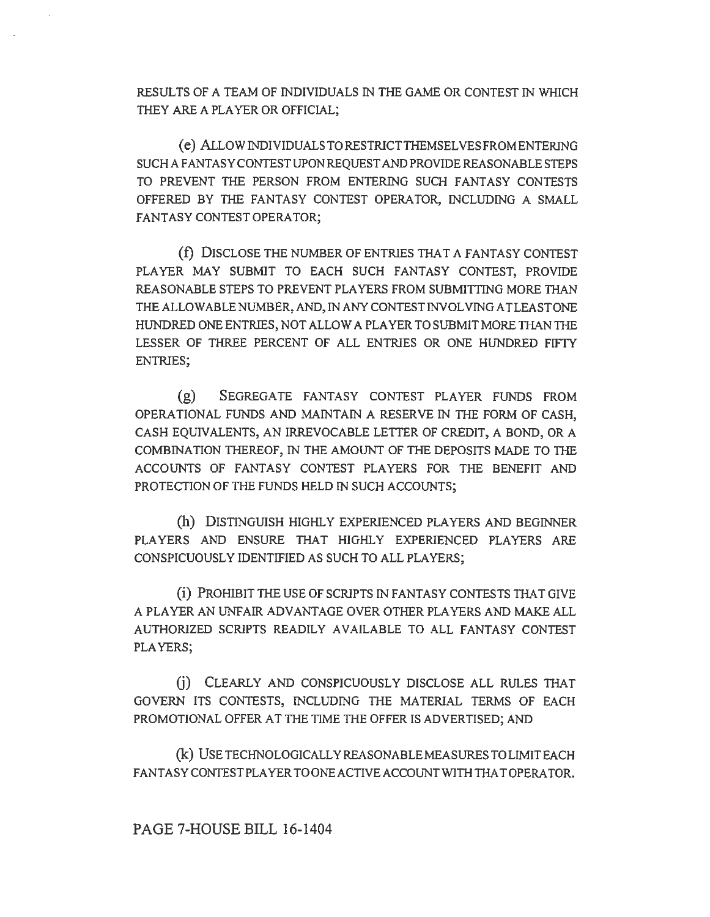RESULTS OF A TEAM OF INDIVIDUALS IN THE GAME OR CONTEST IN WHICH THEY ARE A PLAYER OR OFFICIAL;

(e) ALLOW INDIVIDUALS TO RESTRICT THEMSELVES FROM ENTERING SUCH A FANTASY CONTEST UPON REQUEST AND PROVIDE REASONABLE STEPS TO PREVENT THE PERSON FROM ENTERING SUCH FANTASY CONTESTS OFFERED BY THE FANTASY CONTEST OPERATOR, INCLUDING A SMALL FANTASY CONTEST OPERATOR;

(f) DISCLOSE THE NUMBER OF ENTRIES THAT A FANTASY CONTEST PLAYER MAY SUBMIT TO EACH SUCH FANTASY CONTEST, PROVIDE REASONABLE STEPS TO PREVENT PLAYERS FROM SUBMITTING MORE THAN THE ALLOWABLE NUMBER, AND, IN ANY CONTEST INVOLVING AT LEAST ONE HUNDRED ONE ENTRIES, NOT ALLOW A PLAYER TO SUBMIT MORE THAN THE LESSER OF THREE PERCENT OF ALL ENTRIES OR ONE HUNDRED FIFTY ENTRIES;

(g) SEGREGATE FANTASY CONTEST PLAYER FUNDS FROM OPERATIONAL FUNDS AND MAINTAIN A RESERVE IN THE FORM OF CASH, CASH EQUIVALENTS, AN IRREVOCABLE LETTER OF CREDIT, A BOND, OR A COMBINATION THEREOF, IN THE AMOUNT OF THE DEPOSITS MADE TO THE ACCOUNTS OF FANTASY CONTEST PLAYERS FOR THE BENEFIT AND PROTECTION OF THE FUNDS HELD IN SUCH ACCOUNTS;

(h) DISTINGUISH HIGHLY EXPERIENCED PLAYERS AND BEGINNER PLAYERS AND ENSURE THAT HIGHLY EXPERIENCED PLAYERS ARE CONSPICUOUSLY IDENTIFIED AS SUCH TO ALL PLAYERS;

(i) PROHIBIT THE USE OF SCRIPTS IN FANTASY CONTESTS THAT GIVE A PLAYER AN UNFAIR ADVANTAGE OVER OTHER PLAYERS AND MAKE ALL AUTHORIZED SCRIPTS READILY AVAILABLE TO ALL FANTASY CONTEST PLAYERS;

(j) CLEARLY AND CONSPICUOUSLY DISCLOSE ALL RULES THAT GOVERN ITS CONTESTS, INCLUDING THE MATERIAL TERMS OF EACH PROMOTIONAL OFFER AT THE TIME THE OFFER IS ADVERTISED; AND

(k) USE TECHNOLOGICALLY REASONABLE MEASURES TO LIMIT EACH FANTASY CONTEST PLAYER TO ONE ACTIVE ACCOUNT WITH THAT OPERATOR.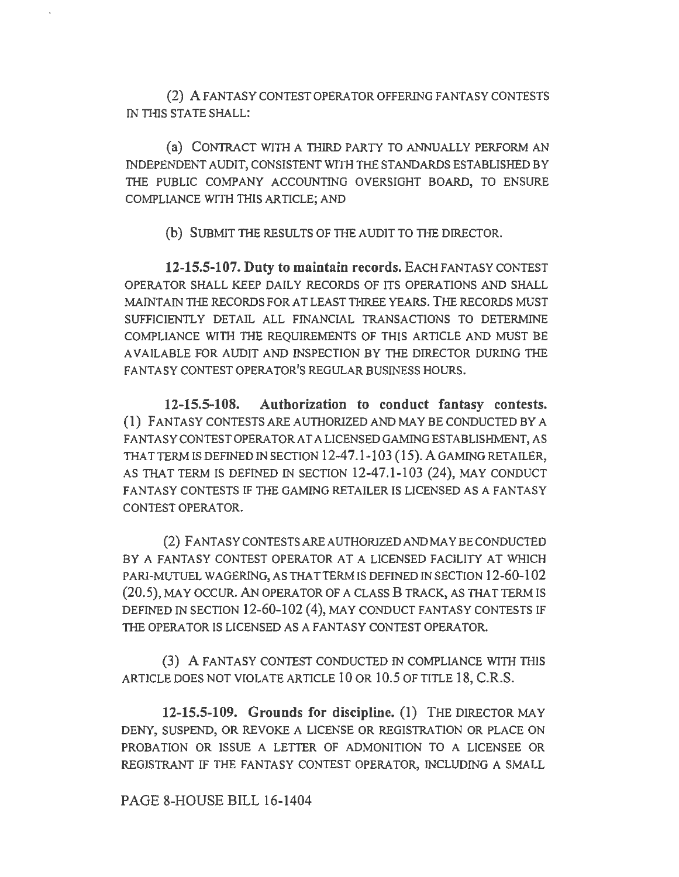(2) A FANTASY CONTEST OPERATOR OFFERING FANTASY CONTESTS IN THIS STATE SHALL:

(a) CONTRACT WITH A THIRD PARTY TO ANNUALLY PERFORM AN INDEPENDENT AUDIT, CONSISTENT WITH THE STANDARDS ESTABLISHED BY THE PUBLIC COMPANY ACCOUNTING OVERSIGHT BOARD, TO ENSURE COMPLIANCE WITH THIS ARTICLE; AND

(b) SUBMIT THE RESULTS OF THE AUDIT TO THE DIRECTOR.

**12-15.5-107. Duty to maintain records.** EACH FANTASY CONTEST OPERATOR SHALL KEEP DAILY RECORDS OF ITS OPERATIONS AND SHALL MAINTAIN THE RECORDS FOR AT LEAST THREE YEARS. THE RECORDS MUST SUFFICIENTLY DETAIL ALL FINANCIAL TRANSACTIONS TO DETERMINE COMPLIANCE WITH THE REQUIREMENTS OF THIS ARTICLE AND MUST BE AVAILABLE FOR AUDIT AND INSPECTION BY THE DIRECTOR DURING THE FANTASY CONTEST OPERATOR'S REGULAR BUSINESS HOURS.

**12-15.5-108. Authorization to conduct fantasy contests.** (1) FANTASY CONTESTS ARE AUTHORIZED AND MAY BE CONDUCTED BY A FANTASY CONTEST OPERATOR AT A LICENSED GAMING ESTABLISHMENT, AS THAT TERM IS DEFINED IN SECTION 12-47.1-103 (15). A GAMING RETAILER, AS THAT TERM IS DEFINED IN SECTION 12-47.1-103 (24), MAY CONDUCT FANTASY CONTESTS IF THE GAMING RETAILER IS LICENSED AS A FANTASY CONTEST OPERATOR.

(2) FANTASY CONTESTS ARE AUTHORIZED AND MAY BE CONDUCTED BY A FANTASY CONTEST OPERATOR AT A LICENSED FACILITY AT WHICH PARI-MUTUEL WAGERING, AS THAT TERM IS DEFINED IN SECTION 12-60-102 (20.5), MAY OCCUR. AN OPERATOR OF A CLASS B TRACK, AS THAT TERM IS DEFINED IN SECTION 12-60-102 (4), MAY CONDUCT FANTASY CONTESTS IF THE OPERATOR IS LICENSED AS A FANTASY CONTEST OPERATOR.

(3) A FANTASY CONTEST CONDUCTED IN COMPLIANCE WITH THIS ARTICLE DOES NOT VIOLATE ARTICLE 10 OR 10.5 OF TITLE 18, C.R.S.

**12-15.5-109. Grounds for discipline.** (1) THE DIRECTOR MAY DENY, SUSPEND, OR REVOKE A LICENSE OR REGISTRATION OR PLACE ON PROBATION OR ISSUE A LETTER OF ADMONITION TO A LICENSEE OR REGISTRANT IF THE FANTASY CONTEST OPERATOR, INCLUDING A SMALL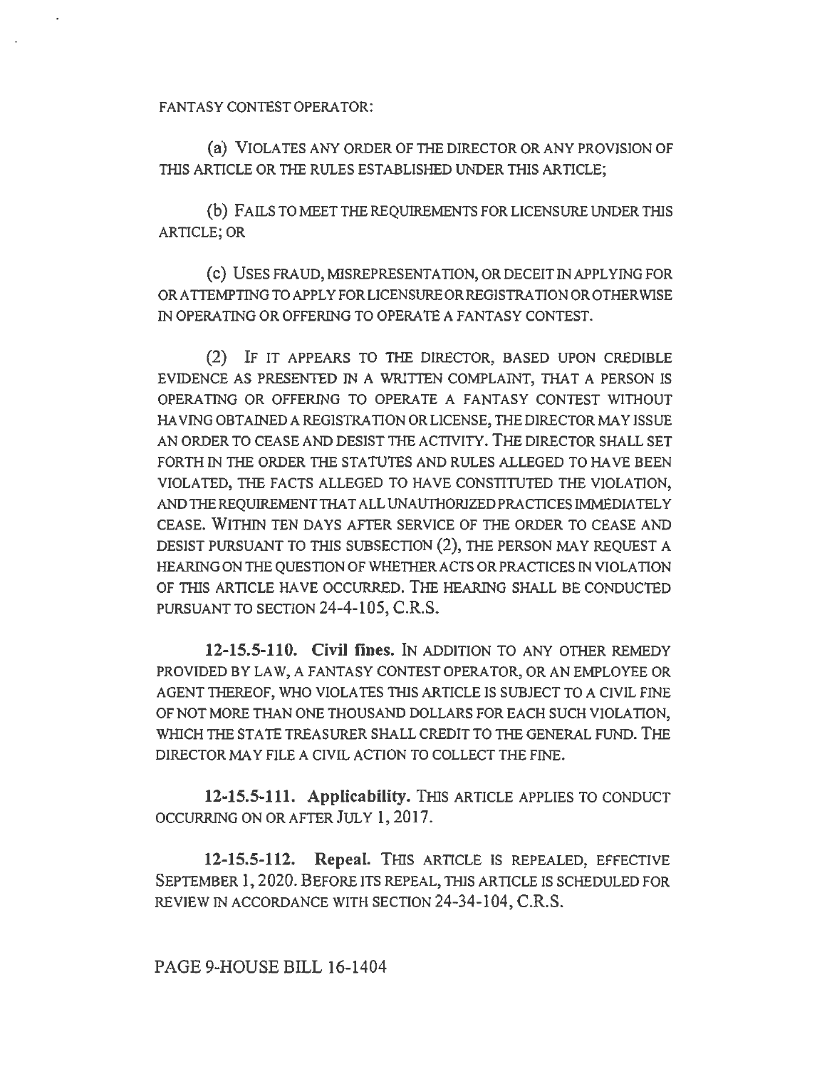FANTASY CONTEST OPERATOR:

(a) VIOLATES ANY ORDER OF THE DIRECTOR OR ANY PROVISION OF THIS ARTICLE OR THE RULES ESTABLISHED UNDER THIS ARTICLE;

(b) FAILS TO MEET THE REQUIREMENTS FOR LICENSURE UNDER THIS ARTICLE; OR

(c) USES FRAUD, MISREPRESENTATION, OR DECEIT IN APPLYING FOR OR ATTEMPTING TO APPLY FOR LICENSURE OR REGISTRATION OR OTHERWISE IN OPERATING OR OFFERING TO OPERATE A FANTASY CONTEST.

(2) IF IT APPEARS TO THE DIRECTOR, BASED UPON CREDIBLE EVIDENCE AS PRESENTED IN A WRITTEN COMPLAINT, THAT A PERSON IS OPERATING OR OFFERING TO OPERATE A FANTASY CONTEST WITHOUT HAVING OBTAINED A REGISTRATION OR LICENSE, THE DIRECTOR MAY ISSUE AN ORDER TO CEASE AND DESIST THE ACTIVITY. THE DIRECTOR SHALL SET FORTH IN THE ORDER THE STATUTES AND RULES ALLEGED TO HAVE BEEN VIOLATED, THE FACTS ALLEGED TO HAVE CONSTITUTED THE VIOLATION, AND THE REQUIREMENT THAT ALL UNAUTHORIZED PRACTICES IMMEDIATELY CEASE. WITHIN TEN DAYS AFTER SERVICE OF THE ORDER TO CEASE AND DESIST PURSUANT TO THIS SUBSECTION (2), THE PERSON MAY REQUEST A HEARING ON THE QUESTION OF WHETHER ACTS OR PRACTICES IN VIOLATION OF THIS ARTICLE HAVE OCCURRED. THE HEARING SHALL BE CONDUCTED PURSUANT TO SECTION 24-4-105, C.R.S.

**12-15.5-110. Civil fines.** IN ADDITION TO ANY OTHER REMEDY PROVIDED BY LAW, A FANTASY CONTEST OPERATOR, OR AN EMPLOYEE OR AGENT THEREOF, WHO VIOLATES THIS ARTICLE IS SUBJECT TO A CIVIL FINE OF NOT MORE THAN ONE THOUSAND DOLLARS FOR EACH SUCH VIOLATION, WHICH THE STATE TREASURER SHALL CREDIT TO THE GENERAL FUND. THE DIRECTOR MAY FILE A CIVIL ACTION TO COLLECT THE FINE.

**12-15.5-111. Applicability.** THIS ARTICLE APPLIES TO CONDUCT OCCURRING ON OR AFTER JULY 1, 2017.

**12-15.5-112. Repeal.** THIS ARTICLE IS REPEALED, EFFECTIVE SEPTEMBER 1, 2020. BEFORE ITS REPEAL, THIS ARTICLE IS SCHEDULED FOR REVIEW IN ACCORDANCE WITH SECTION 24-34-104, C.R.S.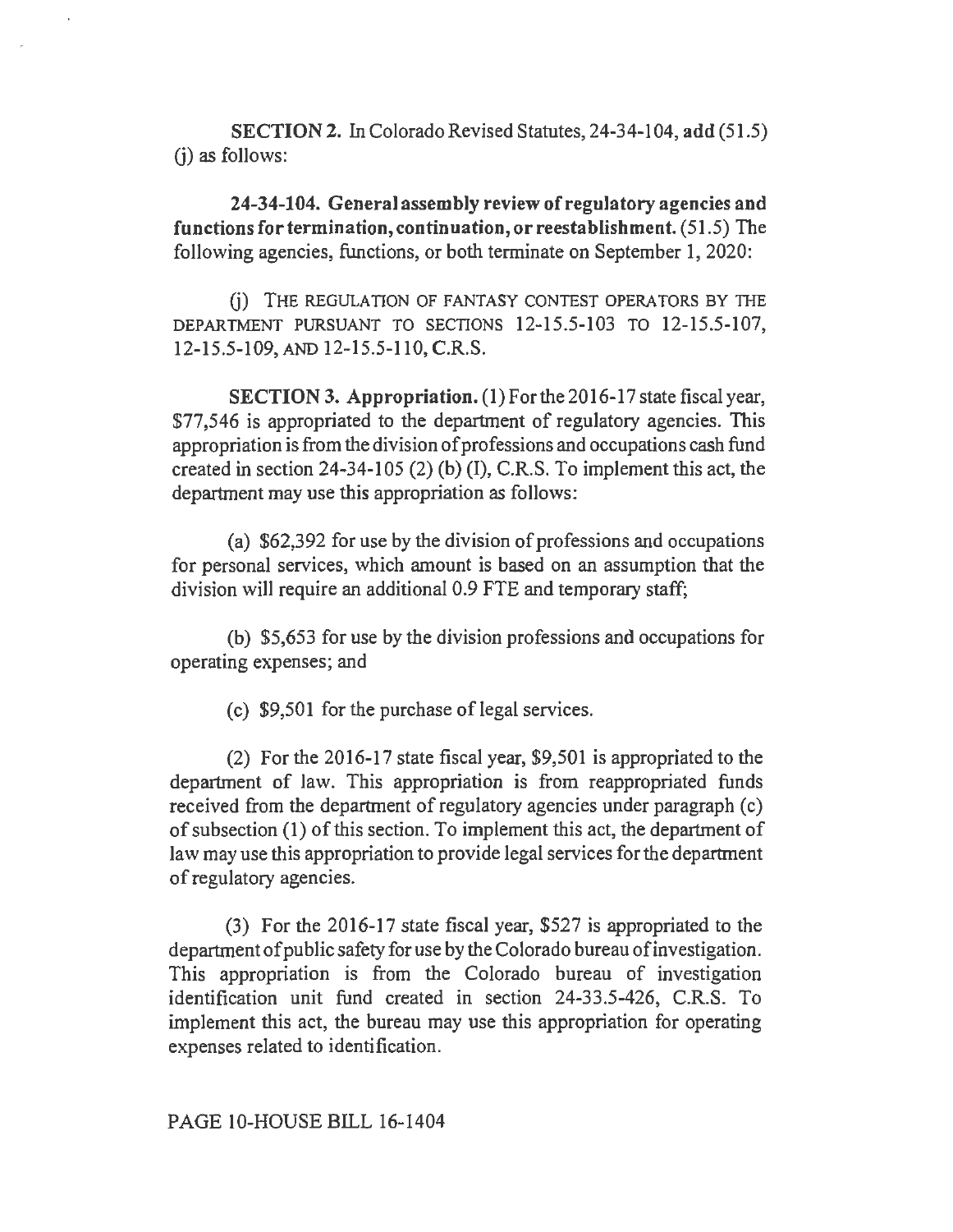**SECTION 2.** In Colorado Revised Statutes, 24-34-104, **add** (51.5) (j) as follows:

**24-34-104. General assembly review of regulatory agencies and functions for termination, continuation, or reestablishment.** (51.5) The following agencies, functions, or both terminate on September 1, 2020:

(j) THE REGULATION OF FANTASY CONTEST OPERATORS BY THE DEPARTMENT PURSUANT TO SECTIONS 12-15.5-103 TO 12-15.5-107, 12-15.5-109, AND 12-15.5-110, C.R.S.

**SECTION 3. Appropriation.** (1) For the 2016-17 state fiscal year, $77,546 is appropriated to the department of regulatory agencies. This appropriation is from the division of professions and occupations cash fund created in section 24-34-105 (2) (b) (I), C.R.S. To implement this act, the department may use this appropriation as follows:

(a) $62,392 for use by the division of professions and occupations for personal services, which amount is based on an assumption that the division will require an additional 0.9 FTE and temporary staff;

(b) $5,653 for use by the division professions and occupations for operating expenses; and

(c) $9,501 for the purchase of legal services.

(2) For the 2016-17 state fiscal year, $9,501 is appropriated to the department of law. This appropriation is from reappropriated funds received from the department of regulatory agencies under paragraph (c) of subsection (1) of this section. To implement this act, the department of law may use this appropriation to provide legal services for the department of regulatory agencies.

(3) For the 2016-17 state fiscal year, $527 is appropriated to the department of public safety for use by the Colorado bureau of investigation. This appropriation is from the Colorado bureau of investigation identification unit fund created in section 24-33.5-426, C.R.S. To implement this act, the bureau may use this appropriation for operating expenses related to identification.

PAGE 10-HOUSE BILL 16-1404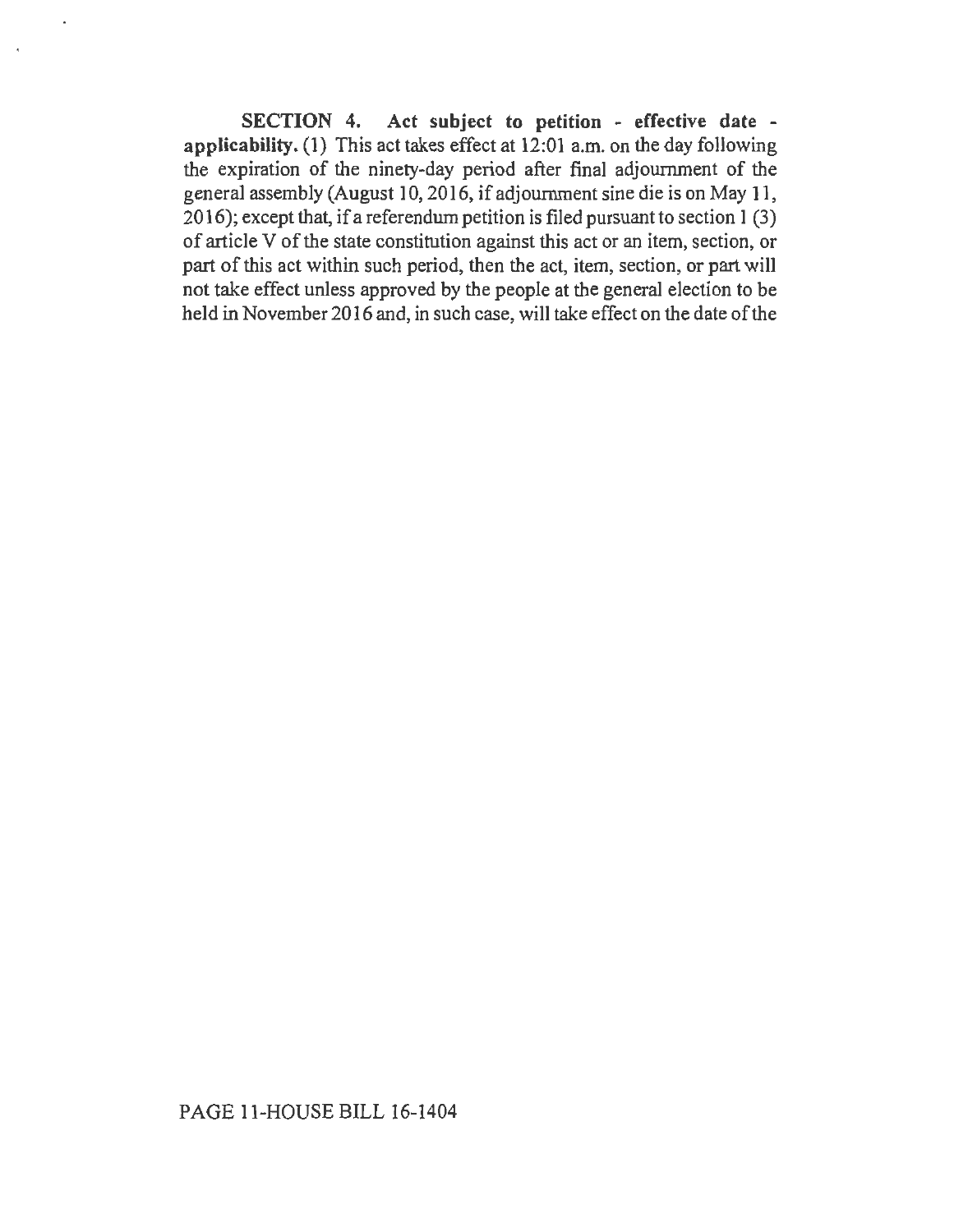**SECTION 4. Act subject to petition - effective date - applicability.** (1) This act takes effect at 12:01 a.m. on the day following the expiration of the ninety-day period after final adjournment of the general assembly (August 10, 2016, if adjournment sine die is on May 11, 2016); except that, if a referendum petition is filed pursuant to section 1 (3) of article V of the state constitution against this act or an item, section, or part of this act within such period, then the act, item, section, or part will not take effect unless approved by the people at the general election to be held in November 2016 and, in such case, will take effect on the date of the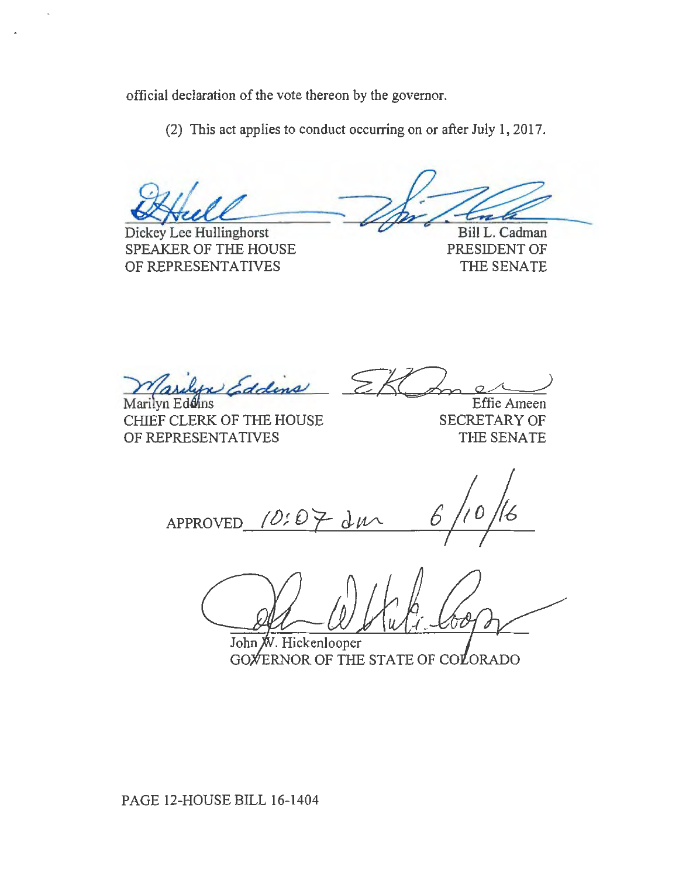official declaration of the vote thereon by the governor.

(2) This act applies to conduct occurring on or after July 1, 2017.

Dickey Lee Hullinghorst
SPEAKER OF THE HOUSE
OF REPRESENTATIVES

Bill L. Cadman
PRESIDENT OF
THE SENATE

Marilyn Eddins
CHIEF CLERK OF THE HOUSE
OF REPRESENTATIVES

Effie Ameen
SECRETARY OF
THE SENATE

APPROVED 10:07 am 6/10/16

John W. Hickenlooper
GOVERNOR OF THE STATE OF COLORADO

PAGE 12-HOUSE BILL 16-1404